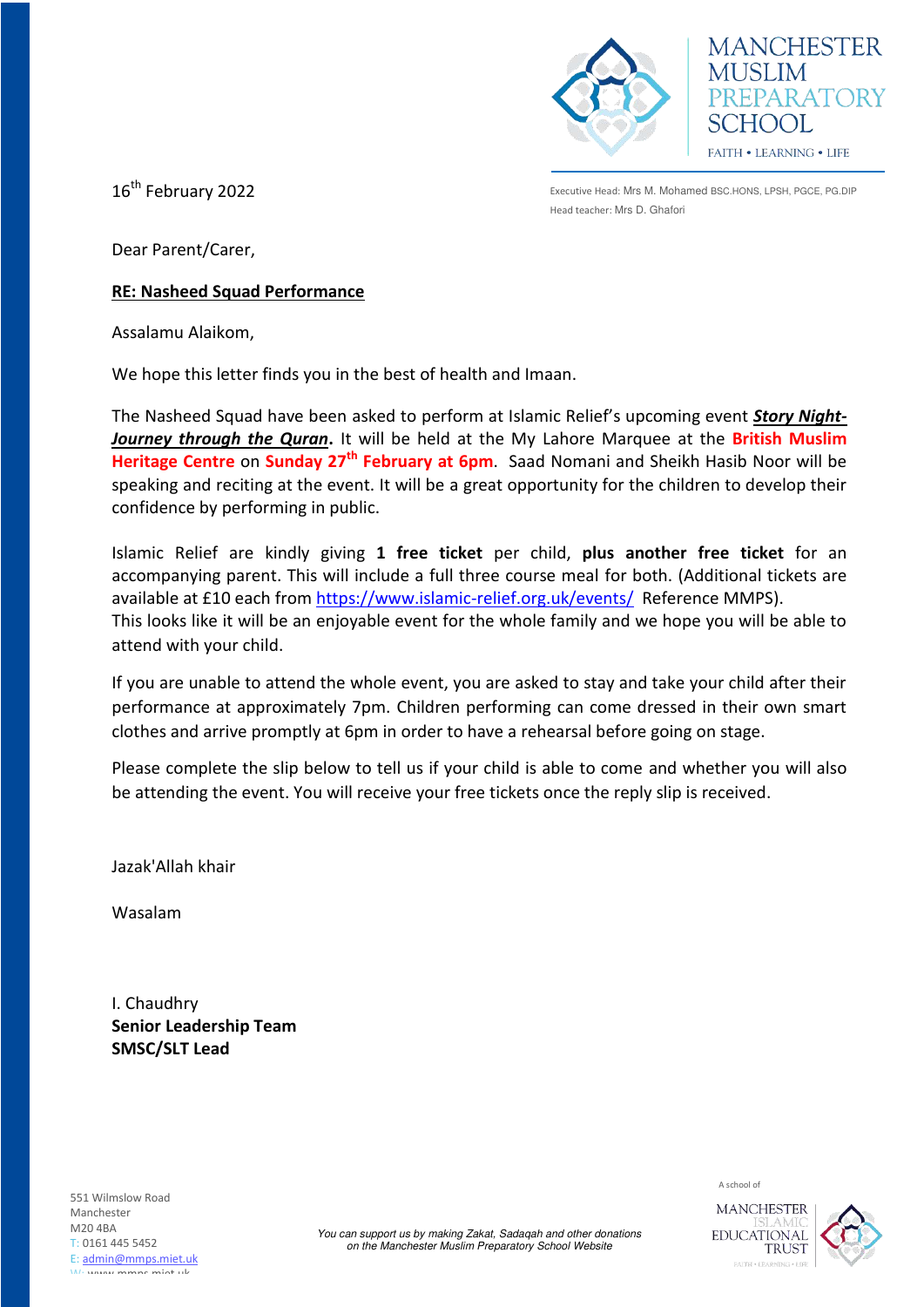MANCHESTER MUSLIM PREPARATORY SCHOOL

FAITH • LEARNING • LIFE

Executive Head: Mrs M. Mohamed BSC.HONS, LPSH, PGCE, PG.DIP
Head teacher: Mrs D. Ghafori

16th February 2022

Dear Parent/Carer,

**RE: Nasheed Squad Performance**

Assalamu Alaikom,

We hope this letter finds you in the best of health and Imaan.

The Nasheed Squad have been asked to perform at Islamic Relief's upcoming event ***Story Night- Journey through the Quran*.** It will be held at the My Lahore Marquee at the **British Muslim Heritage Centre** on **Sunday 27th February at 6pm**. Saad Nomani and Sheikh Hasib Noor will be speaking and reciting at the event. It will be a great opportunity for the children to develop their confidence by performing in public.

Islamic Relief are kindly giving **1 free ticket** per child, **plus another free ticket** for an accompanying parent. This will include a full three course meal for both. (Additional tickets are available at £10 each from https://www.islamic-relief.org.uk/events/ Reference MMPS).
This looks like it will be an enjoyable event for the whole family and we hope you will be able to attend with your child.

If you are unable to attend the whole event, you are asked to stay and take your child after their performance at approximately 7pm. Children performing can come dressed in their own smart clothes and arrive promptly at 6pm in order to have a rehearsal before going on stage.

Please complete the slip below to tell us if your child is able to come and whether you will also be attending the event. You will receive your free tickets once the reply slip is received.

Jazak'Allah khair

Wasalam

I. Chaudhry
**Senior Leadership Team**
**SMSC/SLT Lead**

551 Wilmslow Road
Manchester
M20 4BA
T: 0161 445 5452
E: admin@mmps.miet.uk
W: www.mmps.miet.uk

*You can support us by making Zakat, Sadaqah and other donations on the Manchester Muslim Preparatory School Website*

A school of
MANCHESTER ISLAMIC EDUCATIONAL TRUST
FAITH • LEARNING • LIFE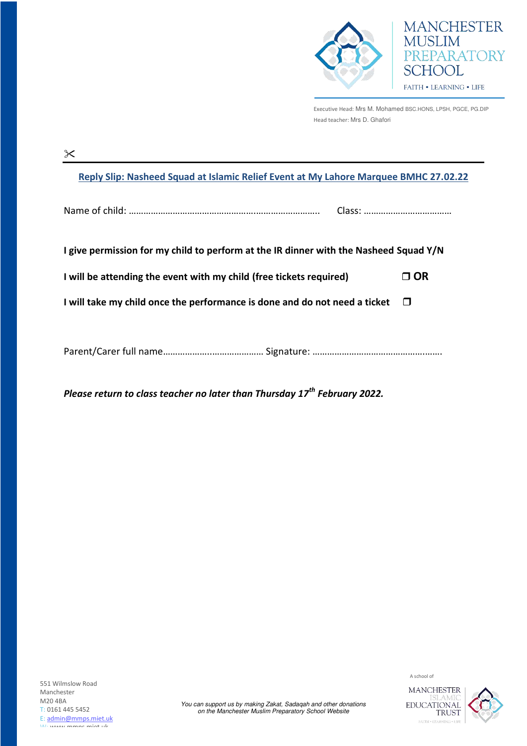MANCHESTER MUSLIM PREPARATORY SCHOOL

FAITH • LEARNING • LIFE

Executive Head: Mrs M. Mohamed BSC.HONS, LPSH, PGCE, PG.DIP
Head teacher: Mrs D. Ghafori

✂

---

## Reply Slip: Nasheed Squad at Islamic Relief Event at My Lahore Marquee BMHC 27.02.22

Name of child: ……………………………………………………………………….. Class: ………………………………

**I give permission for my child to perform at the IR dinner with the Nasheed Squad Y/N**

**I will be attending the event with my child (free tickets required) ❒ OR**

**I will take my child once the performance is done and do not need a ticket ❒**

Parent/Carer full name………………….………………… Signature: …………………………………………….

***Please return to class teacher no later than Thursday 17th February 2022.***

551 Wilmslow Road
Manchester
M20 4BA
T: 0161 445 5452
E: admin@mmps.miet.uk
W: www.mmps.miet.uk

*You can support us by making Zakat, Sadaqah and other donations on the Manchester Muslim Preparatory School Website*

A school of
MANCHESTER ISLAMIC EDUCATIONAL TRUST
FAITH • LEARNING • LIFE